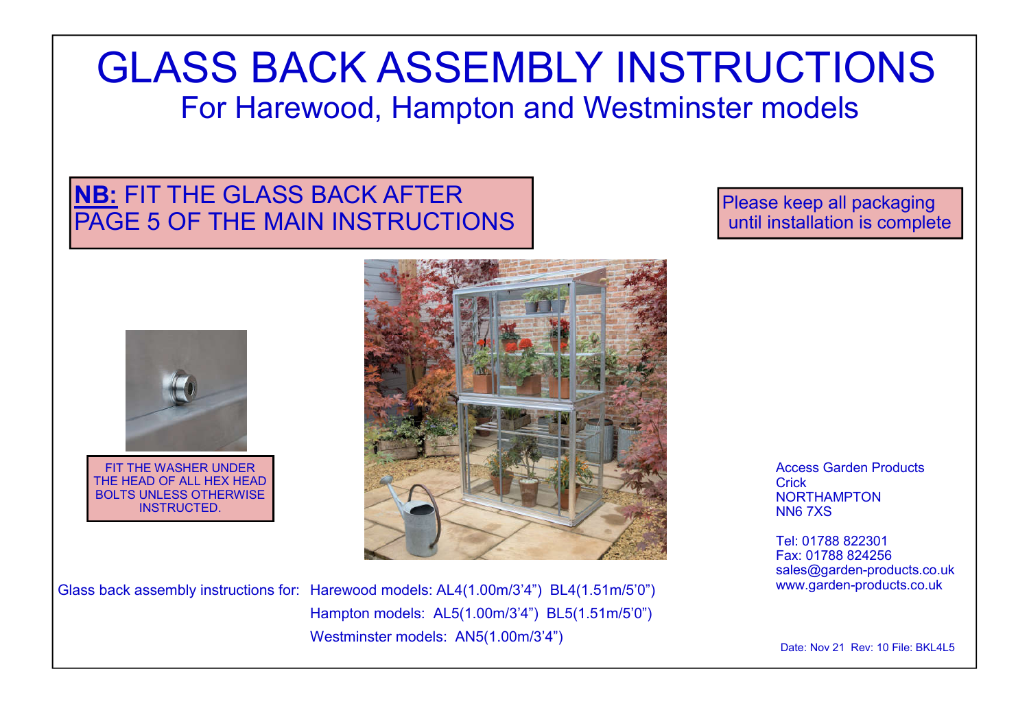# GLASS BACK ASSEMBLY INSTRUCTIONS

## For Harewood, Hampton and Westminster models

**NB:** FIT THE GLASS BACK AFTER PAGE 5 OF THE MAIN INSTRUCTIONS

Please keep all packaging until installation is complete

FIT THE WASHER UNDER THE HEAD OF ALL HEX HEAD BOLTS UNLESS OTHERWISE INSTRUCTED.

Access Garden Products
Crick
NORTHAMPTON
NN6 7XS

Tel: 01788 822301
Fax: 01788 824256
sales@garden-products.co.uk
www.garden-products.co.uk

Glass back assembly instructions for:
- Harewood models: AL4(1.00m/3'4") BL4(1.51m/5'0")
- Hampton models: AL5(1.00m/3'4") BL5(1.51m/5'0")
- Westminster models: AN5(1.00m/3'4")

Date: Nov 21 Rev: 10 File: BKL4L5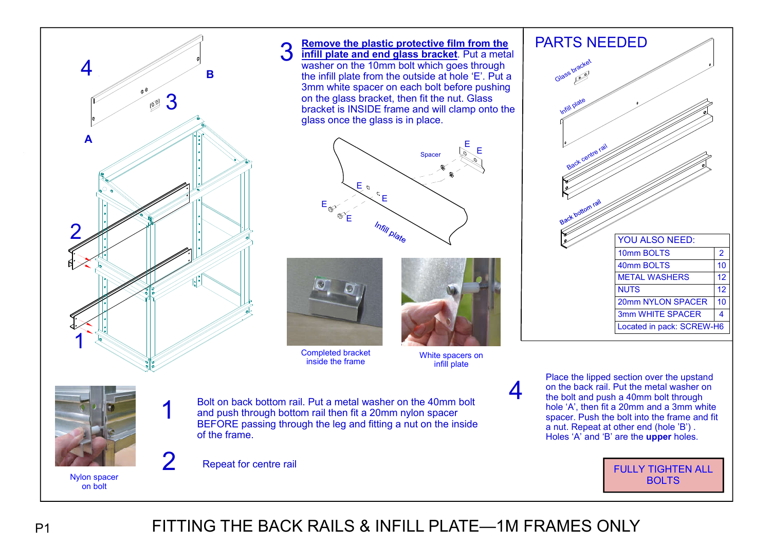# FITTING THE BACK RAILS & INFILL PLATE—1M FRAMES ONLY

## PARTS NEEDED

Glass bracket

Infill plate

Back centre rail

Back bottom rail

| YOU ALSO NEED: | |
|---|---|
| 10mm BOLTS | 2 |
| 40mm BOLTS | 10 |
| METAL WASHERS | 12 |
| NUTS | 12 |
| 20mm NYLON SPACER | 10 |
| 3mm WHITE SPACER | 4 |
| Located in pack: SCREW-H6 | |

**1** Bolt on back bottom rail. Put a metal washer on the 40mm bolt and push through bottom rail then fit a 20mm nylon spacer BEFORE passing through the leg and fitting a nut on the inside of the frame.

Nylon spacer on bolt

**2** Repeat for centre rail

**3** **Remove the plastic protective film from the infill plate and end glass bracket**. Put a metal washer on the 10mm bolt which goes through the infill plate from the outside at hole 'E'. Put a 3mm white spacer on each bolt before pushing on the glass bracket, then fit the nut. Glass bracket is INSIDE frame and will clamp onto the glass once the glass is in place.

Spacer

Infill plate

Completed bracket inside the frame

White spacers on infill plate

**4** Place the lipped section over the upstand on the back rail. Put the metal washer on the bolt and push a 40mm bolt through hole 'A', then fit a 20mm and a 3mm white spacer. Push the bolt into the frame and fit a nut. Repeat at other end (hole 'B') . Holes 'A' and 'B' are the **upper** holes.

**FULLY TIGHTEN ALL BOLTS**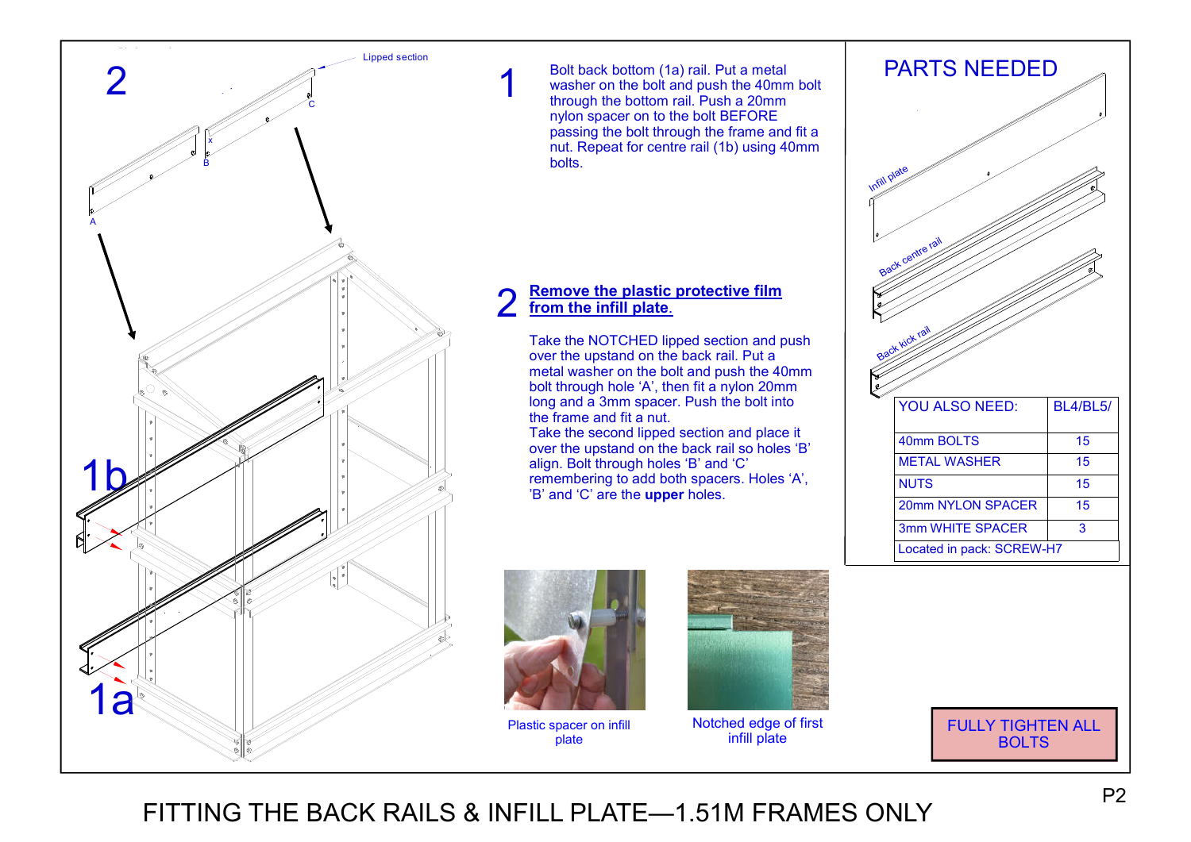# FITTING THE BACK RAILS & INFILL PLATE—1.51M FRAMES ONLY

**1** Bolt back bottom (1a) rail. Put a metal washer on the bolt and push the 40mm bolt through the bottom rail. Push a 20mm nylon spacer on to the bolt BEFORE passing the bolt through the frame and fit a nut. Repeat for centre rail (1b) using 40mm bolts.

**2** **Remove the plastic protective film from the infill plate.**

Take the NOTCHED lipped section and push over the upstand on the back rail. Put a metal washer on the bolt and push the 40mm bolt through hole ‘A’, then fit a nylon 20mm long and a 3mm spacer. Push the bolt into the frame and fit a nut.
Take the second lipped section and place it over the upstand on the back rail so holes ‘B’ align. Bolt through holes ‘B’ and ‘C’ remembering to add both spacers. Holes ‘A’, ’B’ and ‘C’ are the **upper** holes.

Lipped section

1a

1b

A

B

C

x

Plastic spacer on infill plate

Notched edge of first infill plate

## PARTS NEEDED

Infill plate

Back centre rail

Back kick rail

| YOU ALSO NEED: | BL4/BL5/ |
|---|---|
| 40mm BOLTS | 15 |
| METAL WASHER | 15 |
| NUTS | 15 |
| 20mm NYLON SPACER | 15 |
| 3mm WHITE SPACER | 3 |
| Located in pack: SCREW-H7 | |

**FULLY TIGHTEN ALL BOLTS**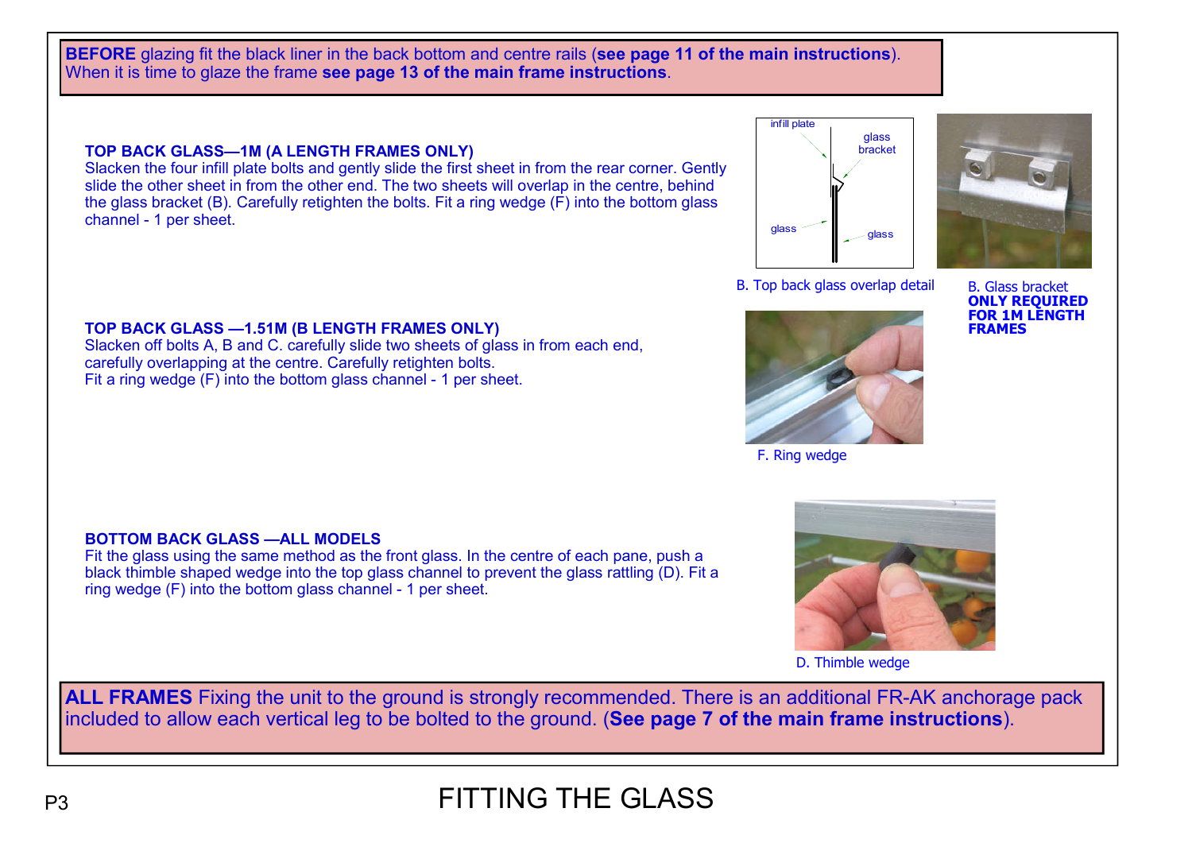# FITTING THE GLASS

**BEFORE** glazing fit the black liner in the back bottom and centre rails (**see page 11 of the main instructions**).
When it is time to glaze the frame **see page 13 of the main frame instructions**.

### TOP BACK GLASS—1M (A LENGTH FRAMES ONLY)

Slacken the four infill plate bolts and gently slide the first sheet in from the rear corner. Gently slide the other sheet in from the other end. The two sheets will overlap in the centre, behind the glass bracket (B). Carefully retighten the bolts. Fit a ring wedge (F) into the bottom glass channel - 1 per sheet.

infill plate
glass bracket
glass
glass

B. Top back glass overlap detail

B. Glass bracket **ONLY REQUIRED FOR 1M LENGTH FRAMES**

### TOP BACK GLASS —1.51M (B LENGTH FRAMES ONLY)

Slacken off bolts A, B and C. carefully slide two sheets of glass in from each end, carefully overlapping at the centre. Carefully retighten bolts.
Fit a ring wedge (F) into the bottom glass channel - 1 per sheet.

F. Ring wedge

### BOTTOM BACK GLASS —ALL MODELS

Fit the glass using the same method as the front glass. In the centre of each pane, push a black thimble shaped wedge into the top glass channel to prevent the glass rattling (D). Fit a ring wedge (F) into the bottom glass channel - 1 per sheet.

D. Thimble wedge

**ALL FRAMES** Fixing the unit to the ground is strongly recommended. There is an additional FR-AK anchorage pack included to allow each vertical leg to be bolted to the ground. (**See page 7 of the main frame instructions**).